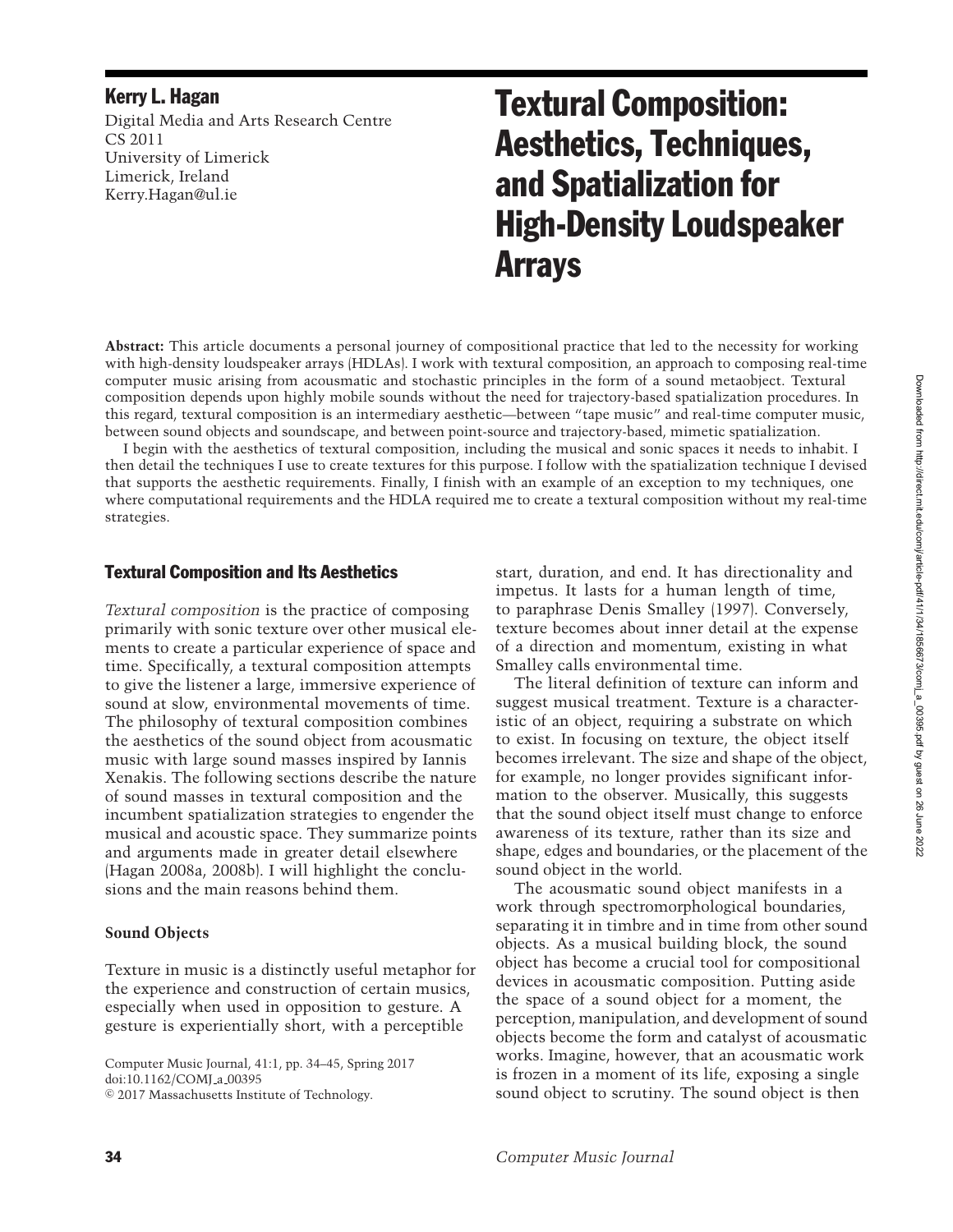# Textural Composition: Aesthetics, Techniques, and Spatialization for High-Density Loudspeaker Arrays

**Kerry L. Hagan**
Digital Media and Arts Research Centre
CS 2011
University of Limerick
Limerick, Ireland
Kerry.Hagan@ul.ie

**Abstract:** This article documents a personal journey of compositional practice that led to the necessity for working with high-density loudspeaker arrays (HDLAs). I work with textural composition, an approach to composing real-time computer music arising from acousmatic and stochastic principles in the form of a sound metaobject. Textural composition depends upon highly mobile sounds without the need for trajectory-based spatialization procedures. In this regard, textural composition is an intermediary aesthetic—between "tape music" and real-time computer music, between sound objects and soundscape, and between point-source and trajectory-based, mimetic spatialization.

I begin with the aesthetics of textural composition, including the musical and sonic spaces it needs to inhabit. I then detail the techniques I use to create textures for this purpose. I follow with the spatialization technique I devised that supports the aesthetic requirements. Finally, I finish with an example of an exception to my techniques, one where computational requirements and the HDLA required me to create a textural composition without my real-time strategies.

## Textural Composition and Its Aesthetics

*Textural composition* is the practice of composing primarily with sonic texture over other musical elements to create a particular experience of space and time. Specifically, a textural composition attempts to give the listener a large, immersive experience of sound at slow, environmental movements of time. The philosophy of textural composition combines the aesthetics of the sound object from acousmatic music with large sound masses inspired by Iannis Xenakis. The following sections describe the nature of sound masses in textural composition and the incumbent spatialization strategies to engender the musical and acoustic space. They summarize points and arguments made in greater detail elsewhere (Hagan 2008a, 2008b). I will highlight the conclusions and the main reasons behind them.

### Sound Objects

Texture in music is a distinctly useful metaphor for the experience and construction of certain musics, especially when used in opposition to gesture. A gesture is experientially short, with a perceptible start, duration, and end. It has directionality and impetus. It lasts for a human length of time, to paraphrase Denis Smalley (1997). Conversely, texture becomes about inner detail at the expense of a direction and momentum, existing in what Smalley calls environmental time.

The literal definition of texture can inform and suggest musical treatment. Texture is a characteristic of an object, requiring a substrate on which to exist. In focusing on texture, the object itself becomes irrelevant. The size and shape of the object, for example, no longer provides significant information to the observer. Musically, this suggests that the sound object itself must change to enforce awareness of its texture, rather than its size and shape, edges and boundaries, or the placement of the sound object in the world.

The acousmatic sound object manifests in a work through spectromorphological boundaries, separating it in timbre and in time from other sound objects. As a musical building block, the sound object has become a crucial tool for compositional devices in acousmatic composition. Putting aside the space of a sound object for a moment, the perception, manipulation, and development of sound objects become the form and catalyst of acousmatic works. Imagine, however, that an acousmatic work is frozen in a moment of its life, exposing a single sound object to scrutiny. The sound object is then

Computer Music Journal, 41:1, pp. 34–45, Spring 2017
doi:10.1162/COMJ_a_00395
© 2017 Massachusetts Institute of Technology.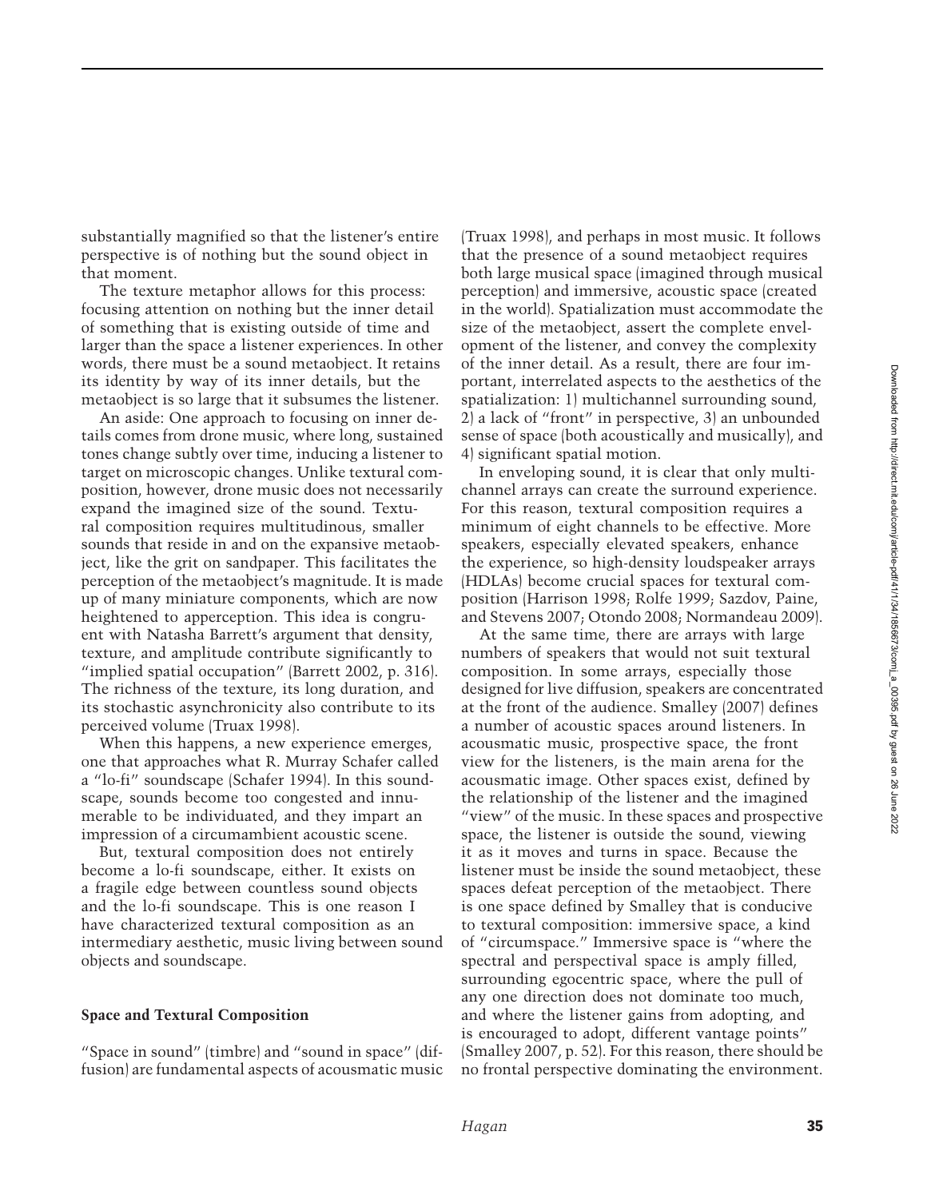substantially magnified so that the listener's entire perspective is of nothing but the sound object in that moment.

The texture metaphor allows for this process: focusing attention on nothing but the inner detail of something that is existing outside of time and larger than the space a listener experiences. In other words, there must be a sound metaobject. It retains its identity by way of its inner details, but the metaobject is so large that it subsumes the listener.

An aside: One approach to focusing on inner details comes from drone music, where long, sustained tones change subtly over time, inducing a listener to target on microscopic changes. Unlike textural composition, however, drone music does not necessarily expand the imagined size of the sound. Textural composition requires multitudinous, smaller sounds that reside in and on the expansive metaobject, like the grit on sandpaper. This facilitates the perception of the metaobject's magnitude. It is made up of many miniature components, which are now heightened to apperception. This idea is congruent with Natasha Barrett's argument that density, texture, and amplitude contribute significantly to "implied spatial occupation" (Barrett 2002, p. 316). The richness of the texture, its long duration, and its stochastic asynchronicity also contribute to its perceived volume (Truax 1998).

When this happens, a new experience emerges, one that approaches what R. Murray Schafer called a "lo-fi" soundscape (Schafer 1994). In this soundscape, sounds become too congested and innumerable to be individuated, and they impart an impression of a circumambient acoustic scene.

But, textural composition does not entirely become a lo-fi soundscape, either. It exists on a fragile edge between countless sound objects and the lo-fi soundscape. This is one reason I have characterized textural composition as an intermediary aesthetic, music living between sound objects and soundscape.

## Space and Textural Composition

"Space in sound" (timbre) and "sound in space" (diffusion) are fundamental aspects of acousmatic music (Truax 1998), and perhaps in most music. It follows that the presence of a sound metaobject requires both large musical space (imagined through musical perception) and immersive, acoustic space (created in the world). Spatialization must accommodate the size of the metaobject, assert the complete envelopment of the listener, and convey the complexity of the inner detail. As a result, there are four important, interrelated aspects to the aesthetics of the spatialization: 1) multichannel surrounding sound, 2) a lack of "front" in perspective, 3) an unbounded sense of space (both acoustically and musically), and 4) significant spatial motion.

In enveloping sound, it is clear that only multichannel arrays can create the surround experience. For this reason, textural composition requires a minimum of eight channels to be effective. More speakers, especially elevated speakers, enhance the experience, so high-density loudspeaker arrays (HDLAs) become crucial spaces for textural composition (Harrison 1998; Rolfe 1999; Sazdov, Paine, and Stevens 2007; Otondo 2008; Normandeau 2009).

At the same time, there are arrays with large numbers of speakers that would not suit textural composition. In some arrays, especially those designed for live diffusion, speakers are concentrated at the front of the audience. Smalley (2007) defines a number of acoustic spaces around listeners. In acousmatic music, prospective space, the front view for the listeners, is the main arena for the acousmatic image. Other spaces exist, defined by the relationship of the listener and the imagined "view" of the music. In these spaces and prospective space, the listener is outside the sound, viewing it as it moves and turns in space. Because the listener must be inside the sound metaobject, these spaces defeat perception of the metaobject. There is one space defined by Smalley that is conducive to textural composition: immersive space, a kind of "circumspace." Immersive space is "where the spectral and perspectival space is amply filled, surrounding egocentric space, where the pull of any one direction does not dominate too much, and where the listener gains from adopting, and is encouraged to adopt, different vantage points" (Smalley 2007, p. 52). For this reason, there should be no frontal perspective dominating the environment.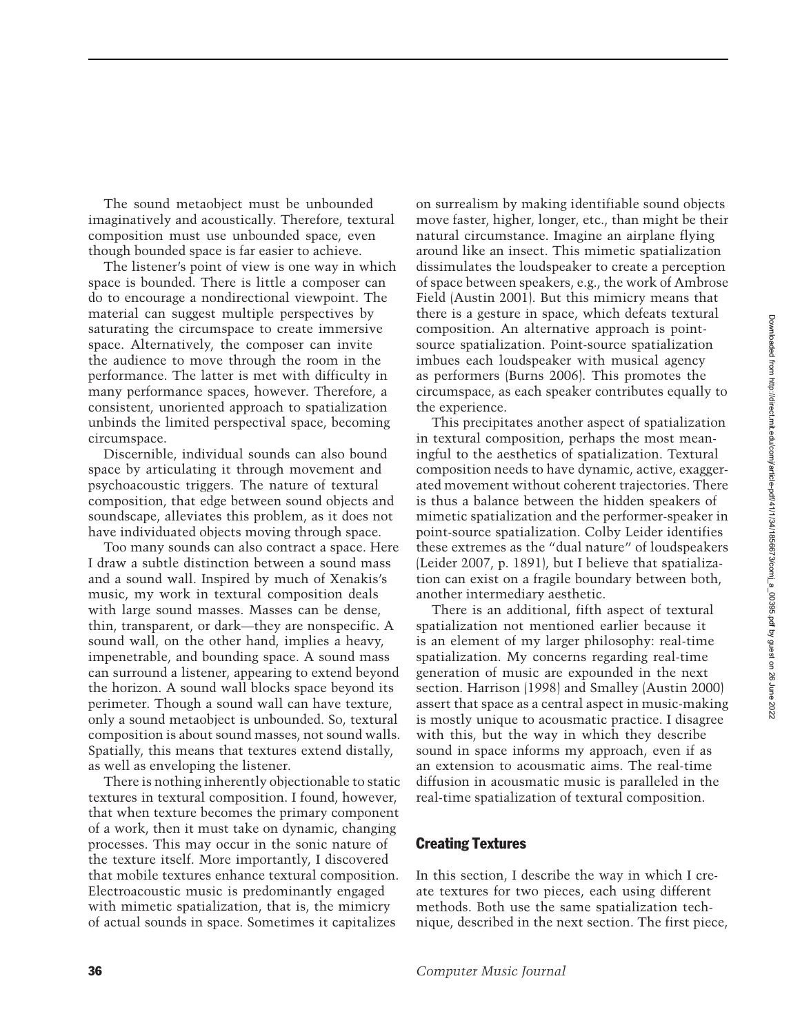The sound metaobject must be unbounded imaginatively and acoustically. Therefore, textural composition must use unbounded space, even though bounded space is far easier to achieve.

The listener's point of view is one way in which space is bounded. There is little a composer can do to encourage a nondirectional viewpoint. The material can suggest multiple perspectives by saturating the circumspace to create immersive space. Alternatively, the composer can invite the audience to move through the room in the performance. The latter is met with difficulty in many performance spaces, however. Therefore, a consistent, unoriented approach to spatialization unbinds the limited perspectival space, becoming circumspace.

Discernible, individual sounds can also bound space by articulating it through movement and psychoacoustic triggers. The nature of textural composition, that edge between sound objects and soundscape, alleviates this problem, as it does not have individuated objects moving through space.

Too many sounds can also contract a space. Here I draw a subtle distinction between a sound mass and a sound wall. Inspired by much of Xenakis's music, my work in textural composition deals with large sound masses. Masses can be dense, thin, transparent, or dark—they are nonspecific. A sound wall, on the other hand, implies a heavy, impenetrable, and bounding space. A sound mass can surround a listener, appearing to extend beyond the horizon. A sound wall blocks space beyond its perimeter. Though a sound wall can have texture, only a sound metaobject is unbounded. So, textural composition is about sound masses, not sound walls. Spatially, this means that textures extend distally, as well as enveloping the listener.

There is nothing inherently objectionable to static textures in textural composition. I found, however, that when texture becomes the primary component of a work, then it must take on dynamic, changing processes. This may occur in the sonic nature of the texture itself. More importantly, I discovered that mobile textures enhance textural composition. Electroacoustic music is predominantly engaged with mimetic spatialization, that is, the mimicry of actual sounds in space. Sometimes it capitalizes on surrealism by making identifiable sound objects move faster, higher, longer, etc., than might be their natural circumstance. Imagine an airplane flying around like an insect. This mimetic spatialization dissimulates the loudspeaker to create a perception of space between speakers, e.g., the work of Ambrose Field (Austin 2001). But this mimicry means that there is a gesture in space, which defeats textural composition. An alternative approach is point-source spatialization. Point-source spatialization imbues each loudspeaker with musical agency as performers (Burns 2006). This promotes the circumspace, as each speaker contributes equally to the experience.

This precipitates another aspect of spatialization in textural composition, perhaps the most meaningful to the aesthetics of spatialization. Textural composition needs to have dynamic, active, exaggerated movement without coherent trajectories. There is thus a balance between the hidden speakers of mimetic spatialization and the performer-speaker in point-source spatialization. Colby Leider identifies these extremes as the "dual nature" of loudspeakers (Leider 2007, p. 1891), but I believe that spatialization can exist on a fragile boundary between both, another intermediary aesthetic.

There is an additional, fifth aspect of textural spatialization not mentioned earlier because it is an element of my larger philosophy: real-time spatialization. My concerns regarding real-time generation of music are expounded in the next section. Harrison (1998) and Smalley (Austin 2000) assert that space as a central aspect in music-making is mostly unique to acousmatic practice. I disagree with this, but the way in which they describe sound in space informs my approach, even if as an extension to acousmatic aims. The real-time diffusion in acousmatic music is paralleled in the real-time spatialization of textural composition.

## Creating Textures

In this section, I describe the way in which I create textures for two pieces, each using different methods. Both use the same spatialization technique, described in the next section. The first piece,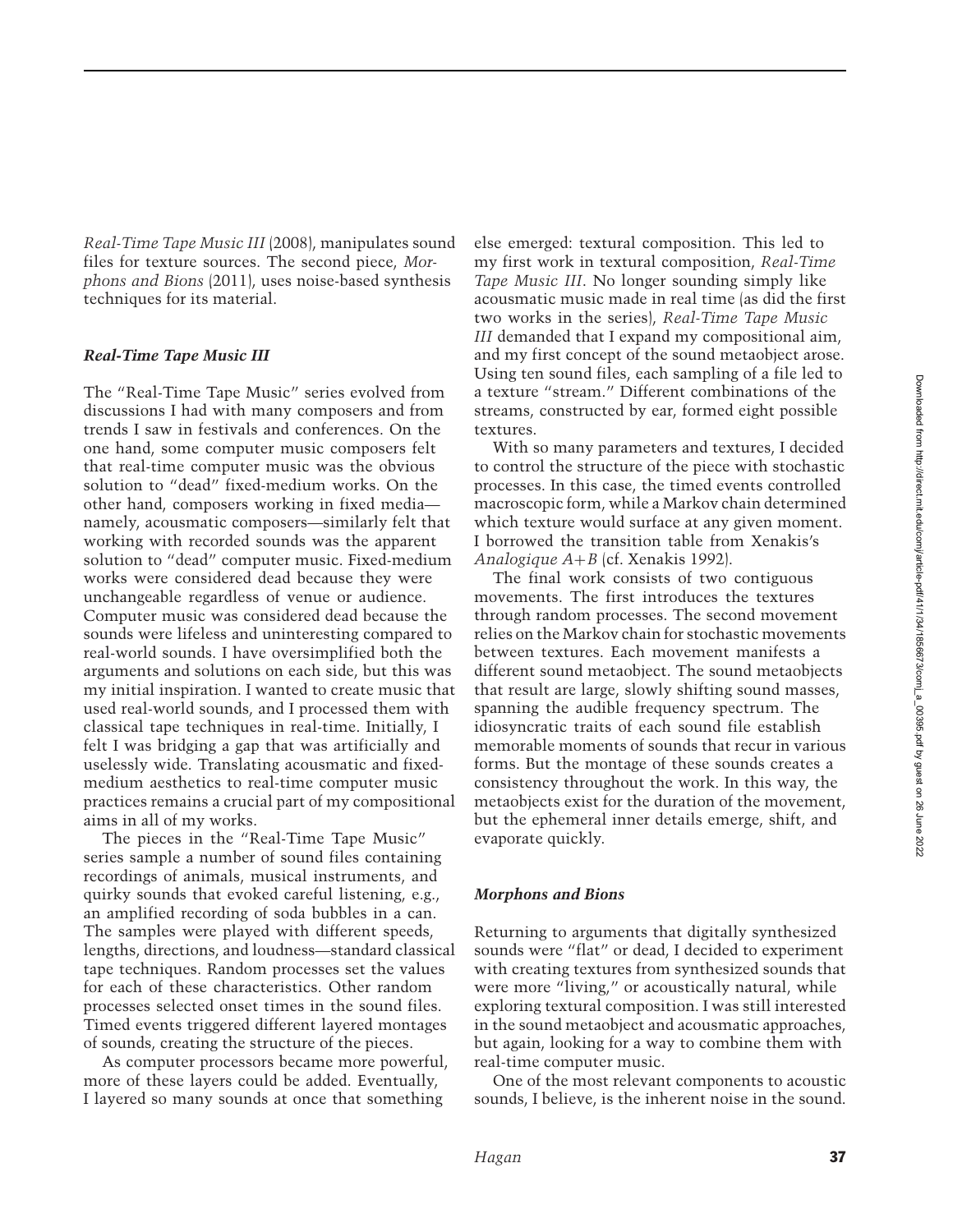*Real-Time Tape Music III* (2008), manipulates sound files for texture sources. The second piece, *Morphons and Bions* (2011), uses noise-based synthesis techniques for its material.

### *Real-Time Tape Music III*

The "Real-Time Tape Music" series evolved from discussions I had with many composers and from trends I saw in festivals and conferences. On the one hand, some computer music composers felt that real-time computer music was the obvious solution to "dead" fixed-medium works. On the other hand, composers working in fixed media—namely, acousmatic composers—similarly felt that working with recorded sounds was the apparent solution to "dead" computer music. Fixed-medium works were considered dead because they were unchangeable regardless of venue or audience. Computer music was considered dead because the sounds were lifeless and uninteresting compared to real-world sounds. I have oversimplified both the arguments and solutions on each side, but this was my initial inspiration. I wanted to create music that used real-world sounds, and I processed them with classical tape techniques in real-time. Initially, I felt I was bridging a gap that was artificially and uselessly wide. Translating acousmatic and fixed-medium aesthetics to real-time computer music practices remains a crucial part of my compositional aims in all of my works.

The pieces in the "Real-Time Tape Music" series sample a number of sound files containing recordings of animals, musical instruments, and quirky sounds that evoked careful listening, e.g., an amplified recording of soda bubbles in a can. The samples were played with different speeds, lengths, directions, and loudness—standard classical tape techniques. Random processes set the values for each of these characteristics. Other random processes selected onset times in the sound files. Timed events triggered different layered montages of sounds, creating the structure of the pieces.

As computer processors became more powerful, more of these layers could be added. Eventually, I layered so many sounds at once that something else emerged: textural composition. This led to my first work in textural composition, *Real-Time Tape Music III*. No longer sounding simply like acousmatic music made in real time (as did the first two works in the series), *Real-Time Tape Music III* demanded that I expand my compositional aim, and my first concept of the sound metaobject arose. Using ten sound files, each sampling of a file led to a texture "stream." Different combinations of the streams, constructed by ear, formed eight possible textures.

With so many parameters and textures, I decided to control the structure of the piece with stochastic processes. In this case, the timed events controlled macroscopic form, while a Markov chain determined which texture would surface at any given moment. I borrowed the transition table from Xenakis's *Analogique A+B* (cf. Xenakis 1992).

The final work consists of two contiguous movements. The first introduces the textures through random processes. The second movement relies on the Markov chain for stochastic movements between textures. Each movement manifests a different sound metaobject. The sound metaobjects that result are large, slowly shifting sound masses, spanning the audible frequency spectrum. The idiosyncratic traits of each sound file establish memorable moments of sounds that recur in various forms. But the montage of these sounds creates a consistency throughout the work. In this way, the metaobjects exist for the duration of the movement, but the ephemeral inner details emerge, shift, and evaporate quickly.

### *Morphons and Bions*

Returning to arguments that digitally synthesized sounds were "flat" or dead, I decided to experiment with creating textures from synthesized sounds that were more "living," or acoustically natural, while exploring textural composition. I was still interested in the sound metaobject and acousmatic approaches, but again, looking for a way to combine them with real-time computer music.

One of the most relevant components to acoustic sounds, I believe, is the inherent noise in the sound.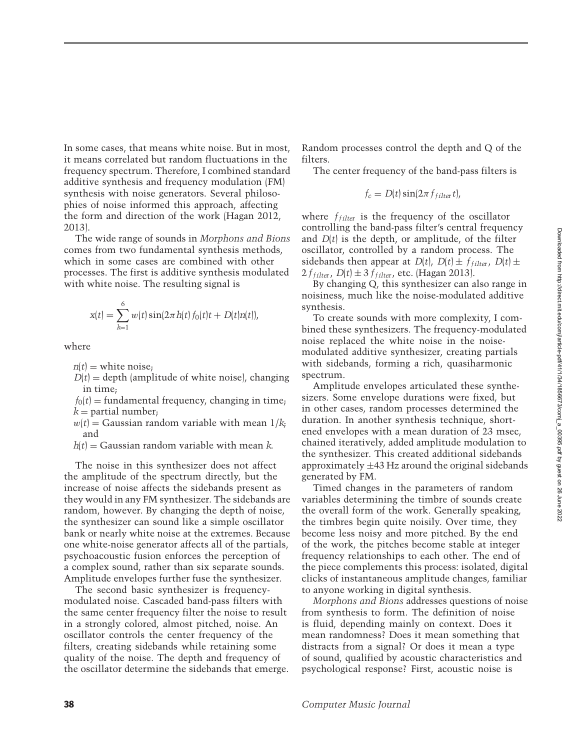In some cases, that means white noise. But in most, it means correlated but random fluctuations in the frequency spectrum. Therefore, I combined standard additive synthesis and frequency modulation (FM) synthesis with noise generators. Several philosophies of noise informed this approach, affecting the form and direction of the work (Hagan 2012, 2013).

The wide range of sounds in *Morphons and Bions* comes from two fundamental synthesis methods, which in some cases are combined with other processes. The first is additive synthesis modulated with white noise. The resulting signal is

$$x(t) = \sum_{k=1}^{6} w(t) \sin(2\pi h(t) f_0(t) t + D(t) n(t)),$$

where

$n(t)$ = white noise;
$D(t)$ = depth (amplitude of white noise), changing in time;
$f_0(t)$ = fundamental frequency, changing in time;
$k$ = partial number;
$w(t)$ = Gaussian random variable with mean $1/k$; and
$h(t)$ = Gaussian random variable with mean $k$.

The noise in this synthesizer does not affect the amplitude of the spectrum directly, but the increase of noise affects the sidebands present as they would in any FM synthesizer. The sidebands are random, however. By changing the depth of noise, the synthesizer can sound like a simple oscillator bank or nearly white noise at the extremes. Because one white-noise generator affects all of the partials, psychoacoustic fusion enforces the perception of a complex sound, rather than six separate sounds. Amplitude envelopes further fuse the synthesizer.

The second basic synthesizer is frequency-modulated noise. Cascaded band-pass filters with the same center frequency filter the noise to result in a strongly colored, almost pitched, noise. An oscillator controls the center frequency of the filters, creating sidebands while retaining some quality of the noise. The depth and frequency of the oscillator determine the sidebands that emerge. Random processes control the depth and Q of the filters.

The center frequency of the band-pass filters is

$$f_c = D(t) \sin(2\pi f_{filter} t),$$

where $f_{filter}$ is the frequency of the oscillator controlling the band-pass filter's central frequency and $D(t)$ is the depth, or amplitude, of the filter oscillator, controlled by a random process. The sidebands then appear at $D(t)$, $D(t) \pm f_{filter}$, $D(t) \pm 2 f_{filter}$, $D(t) \pm 3 f_{filter}$, etc. (Hagan 2013).

By changing Q, this synthesizer can also range in noisiness, much like the noise-modulated additive synthesis.

To create sounds with more complexity, I combined these synthesizers. The frequency-modulated noise replaced the white noise in the noise-modulated additive synthesizer, creating partials with sidebands, forming a rich, quasiharmonic spectrum.

Amplitude envelopes articulated these synthesizers. Some envelope durations were fixed, but in other cases, random processes determined the duration. In another synthesis technique, shortened envelopes with a mean duration of 23 msec, chained iteratively, added amplitude modulation to the synthesizer. This created additional sidebands approximately ±43 Hz around the original sidebands generated by FM.

Timed changes in the parameters of random variables determining the timbre of sounds create the overall form of the work. Generally speaking, the timbres begin quite noisily. Over time, they become less noisy and more pitched. By the end of the work, the pitches become stable at integer frequency relationships to each other. The end of the piece complements this process: isolated, digital clicks of instantaneous amplitude changes, familiar to anyone working in digital synthesis.

*Morphons and Bions* addresses questions of noise from synthesis to form. The definition of noise is fluid, depending mainly on context. Does it mean randomness? Does it mean something that distracts from a signal? Or does it mean a type of sound, qualified by acoustic characteristics and psychological response? First, acoustic noise is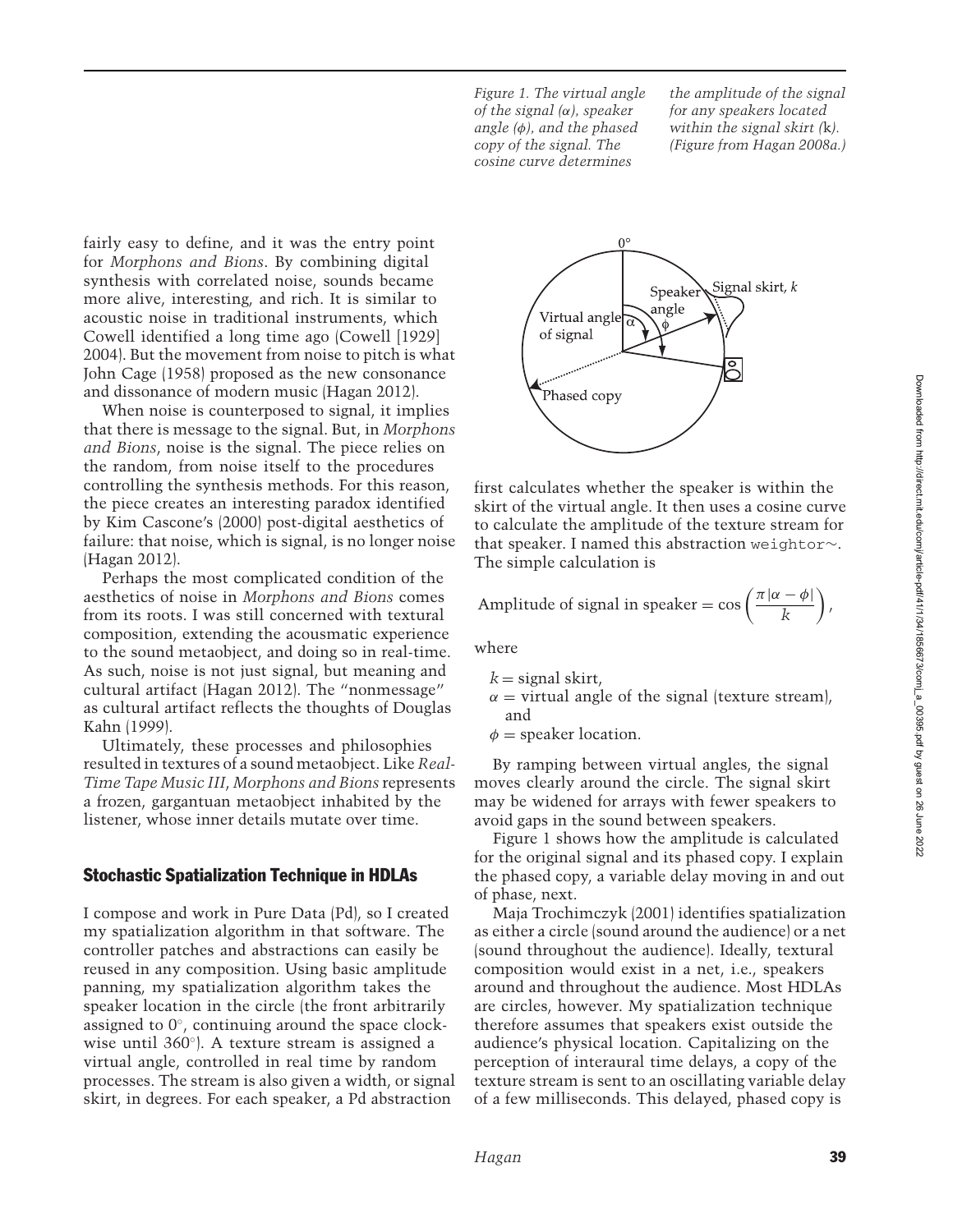fairly easy to define, and it was the entry point for *Morphons and Bions*. By combining digital synthesis with correlated noise, sounds became more alive, interesting, and rich. It is similar to acoustic noise in traditional instruments, which Cowell identified a long time ago (Cowell [1929] 2004). But the movement from noise to pitch is what John Cage (1958) proposed as the new consonance and dissonance of modern music (Hagan 2012).

When noise is counterposed to signal, it implies that there is message to the signal. But, in *Morphons and Bions*, noise is the signal. The piece relies on the random, from noise itself to the procedures controlling the synthesis methods. For this reason, the piece creates an interesting paradox identified by Kim Cascone's (2000) post-digital aesthetics of failure: that noise, which is signal, is no longer noise (Hagan 2012).

Perhaps the most complicated condition of the aesthetics of noise in *Morphons and Bions* comes from its roots. I was still concerned with textural composition, extending the acousmatic experience to the sound metaobject, and doing so in real-time. As such, noise is not just signal, but meaning and cultural artifact (Hagan 2012). The "nonmessage" as cultural artifact reflects the thoughts of Douglas Kahn (1999).

Ultimately, these processes and philosophies resulted in textures of a sound metaobject. Like *Real-Time Tape Music III*, *Morphons and Bions* represents a frozen, gargantuan metaobject inhabited by the listener, whose inner details mutate over time.

## Stochastic Spatialization Technique in HDLAs

I compose and work in Pure Data (Pd), so I created my spatialization algorithm in that software. The controller patches and abstractions can easily be reused in any composition. Using basic amplitude panning, my spatialization algorithm takes the speaker location in the circle (the front arbitrarily assigned to 0°, continuing around the space clockwise until 360°). A texture stream is assigned a virtual angle, controlled in real time by random processes. The stream is also given a width, or signal skirt, in degrees. For each speaker, a Pd abstraction first calculates whether the speaker is within the skirt of the virtual angle. It then uses a cosine curve to calculate the amplitude of the texture stream for that speaker. I named this abstraction `weightor~`. The simple calculation is

$$\text{Amplitude of signal in speaker} = \cos\left(\frac{\pi|\alpha - \phi|}{k}\right),$$

where

- $k$ = signal skirt,
- $\alpha$ = virtual angle of the signal (texture stream), and
- $\phi$ = speaker location.

By ramping between virtual angles, the signal moves clearly around the circle. The signal skirt may be widened for arrays with fewer speakers to avoid gaps in the sound between speakers.

*Figure 1. The virtual angle of the signal (α), speaker angle (φ), and the phased copy of the signal. The cosine curve determines the amplitude of the signal for any speakers located within the signal skirt (k). (Figure from Hagan 2008a.)*

Figure 1 shows how the amplitude is calculated for the original signal and its phased copy. I explain the phased copy, a variable delay moving in and out of phase, next.

Maja Trochimczyk (2001) identifies spatialization as either a circle (sound around the audience) or a net (sound throughout the audience). Ideally, textural composition would exist in a net, i.e., speakers around and throughout the audience. Most HDLAs are circles, however. My spatialization technique therefore assumes that speakers exist outside the audience's physical location. Capitalizing on the perception of interaural time delays, a copy of the texture stream is sent to an oscillating variable delay of a few milliseconds. This delayed, phased copy is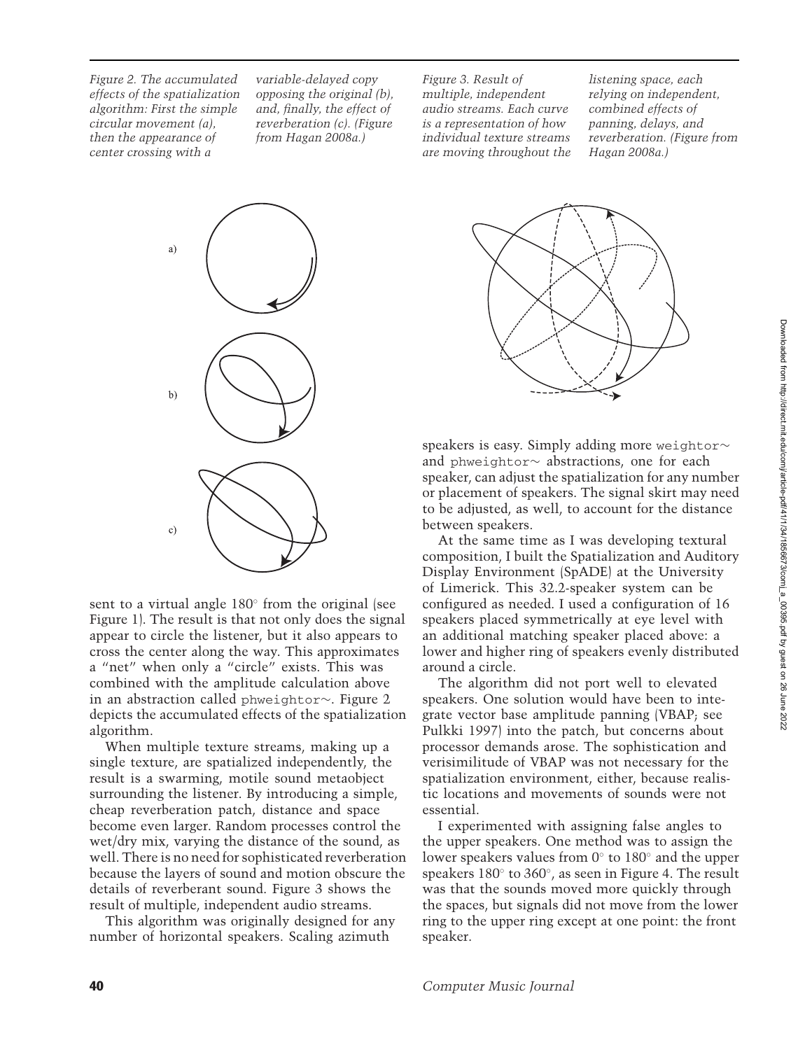Figure 2. The accumulated effects of the spatialization algorithm: First the simple circular movement (a), then the appearance of center crossing with a variable-delayed copy opposing the original (b), and, finally, the effect of reverberation (c). (Figure from Hagan 2008a.)

Figure 3. Result of multiple, independent audio streams. Each curve is a representation of how individual texture streams are moving throughout the listening space, each relying on independent, combined effects of panning, delays, and reverberation. (Figure from Hagan 2008a.)

sent to a virtual angle 180° from the original (see Figure 1). The result is that not only does the signal appear to circle the listener, but it also appears to cross the center along the way. This approximates a "net" when only a "circle" exists. This was combined with the amplitude calculation above in an abstraction called phweightor~. Figure 2 depicts the accumulated effects of the spatialization algorithm.

When multiple texture streams, making up a single texture, are spatialized independently, the result is a swarming, motile sound metaobject surrounding the listener. By introducing a simple, cheap reverberation patch, distance and space become even larger. Random processes control the wet/dry mix, varying the distance of the sound, as well. There is no need for sophisticated reverberation because the layers of sound and motion obscure the details of reverberant sound. Figure 3 shows the result of multiple, independent audio streams.

This algorithm was originally designed for any number of horizontal speakers. Scaling azimuth speakers is easy. Simply adding more weightor~ and phweightor~ abstractions, one for each speaker, can adjust the spatialization for any number or placement of speakers. The signal skirt may need to be adjusted, as well, to account for the distance between speakers.

At the same time as I was developing textural composition, I built the Spatialization and Auditory Display Environment (SpADE) at the University of Limerick. This 32.2-speaker system can be configured as needed. I used a configuration of 16 speakers placed symmetrically at eye level with an additional matching speaker placed above: a lower and higher ring of speakers evenly distributed around a circle.

The algorithm did not port well to elevated speakers. One solution would have been to integrate vector base amplitude panning (VBAP; see Pulkki 1997) into the patch, but concerns about processor demands arose. The sophistication and verisimilitude of VBAP was not necessary for the spatialization environment, either, because realistic locations and movements of sounds were not essential.

I experimented with assigning false angles to the upper speakers. One method was to assign the lower speakers values from 0° to 180° and the upper speakers 180° to 360°, as seen in Figure 4. The result was that the sounds moved more quickly through the spaces, but signals did not move from the lower ring to the upper ring except at one point: the front speaker.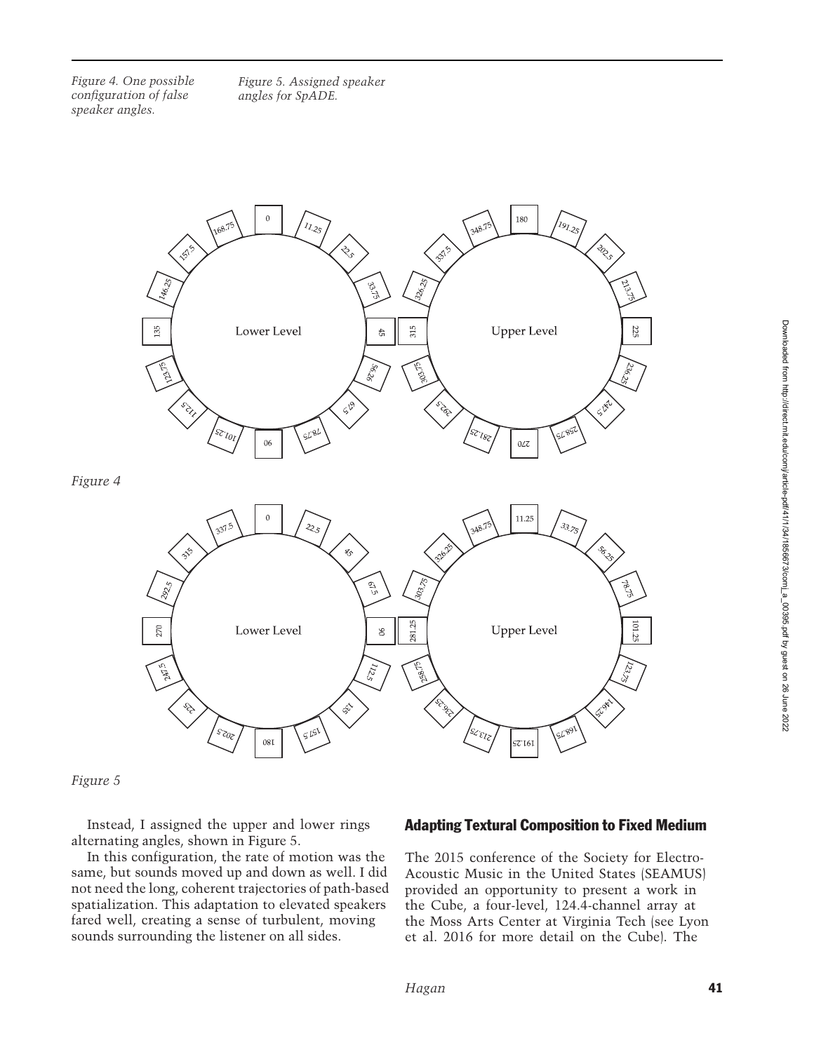*Figure 4. One possible configuration of false speaker angles.*

*Figure 5. Assigned speaker angles for SpADE.*

Figure 4

Figure 5

Instead, I assigned the upper and lower rings alternating angles, shown in Figure 5.

In this configuration, the rate of motion was the same, but sounds moved up and down as well. I did not need the long, coherent trajectories of path-based spatialization. This adaptation to elevated speakers fared well, creating a sense of turbulent, moving sounds surrounding the listener on all sides.

## Adapting Textural Composition to Fixed Medium

The 2015 conference of the Society for Electro-Acoustic Music in the United States (SEAMUS) provided an opportunity to present a work in the Cube, a four-level, 124.4-channel array at the Moss Arts Center at Virginia Tech (see Lyon et al. 2016 for more detail on the Cube). The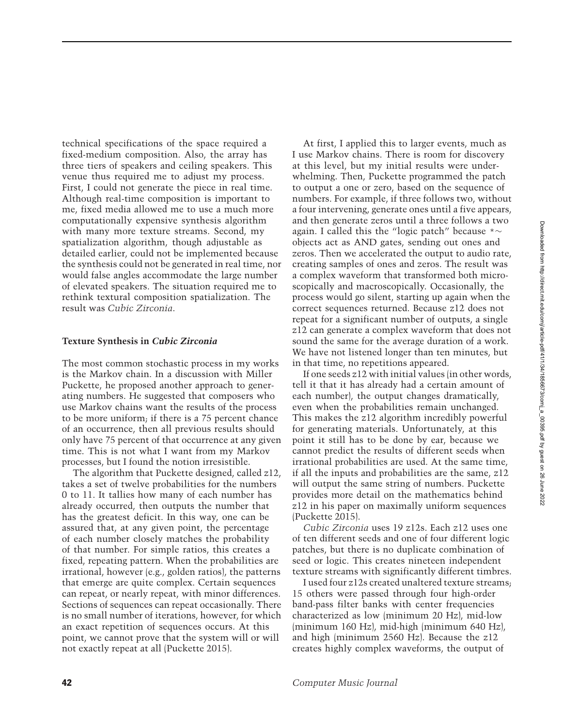technical specifications of the space required a fixed-medium composition. Also, the array has three tiers of speakers and ceiling speakers. This venue thus required me to adjust my process. First, I could not generate the piece in real time. Although real-time composition is important to me, fixed media allowed me to use a much more computationally expensive synthesis algorithm with many more texture streams. Second, my spatialization algorithm, though adjustable as detailed earlier, could not be implemented because the synthesis could not be generated in real time, nor would false angles accommodate the large number of elevated speakers. The situation required me to rethink textural composition spatialization. The result was *Cubic Zirconia*.

### Texture Synthesis in *Cubic Zirconia*

The most common stochastic process in my works is the Markov chain. In a discussion with Miller Puckette, he proposed another approach to generating numbers. He suggested that composers who use Markov chains want the results of the process to be more uniform; if there is a 75 percent chance of an occurrence, then all previous results should only have 75 percent of that occurrence at any given time. This is not what I want from my Markov processes, but I found the notion irresistible.

The algorithm that Puckette designed, called z12, takes a set of twelve probabilities for the numbers 0 to 11. It tallies how many of each number has already occurred, then outputs the number that has the greatest deficit. In this way, one can be assured that, at any given point, the percentage of each number closely matches the probability of that number. For simple ratios, this creates a fixed, repeating pattern. When the probabilities are irrational, however (e.g., golden ratios), the patterns that emerge are quite complex. Certain sequences can repeat, or nearly repeat, with minor differences. Sections of sequences can repeat occasionally. There is no small number of iterations, however, for which an exact repetition of sequences occurs. At this point, we cannot prove that the system will or will not exactly repeat at all (Puckette 2015).

At first, I applied this to larger events, much as I use Markov chains. There is room for discovery at this level, but my initial results were underwhelming. Then, Puckette programmed the patch to output a one or zero, based on the sequence of numbers. For example, if three follows two, without a four intervening, generate ones until a five appears, and then generate zeros until a three follows a two again. I called this the "logic patch" because *~ objects act as AND gates, sending out ones and zeros. Then we accelerated the output to audio rate, creating samples of ones and zeros. The result was a complex waveform that transformed both microscopically and macroscopically. Occasionally, the process would go silent, starting up again when the correct sequences returned. Because z12 does not repeat for a significant number of outputs, a single z12 can generate a complex waveform that does not sound the same for the average duration of a work. We have not listened longer than ten minutes, but in that time, no repetitions appeared.

If one seeds z12 with initial values (in other words, tell it that it has already had a certain amount of each number), the output changes dramatically, even when the probabilities remain unchanged. This makes the z12 algorithm incredibly powerful for generating materials. Unfortunately, at this point it still has to be done by ear, because we cannot predict the results of different seeds when irrational probabilities are used. At the same time, if all the inputs and probabilities are the same, z12 will output the same string of numbers. Puckette provides more detail on the mathematics behind z12 in his paper on maximally uniform sequences (Puckette 2015).

*Cubic Zirconia* uses 19 z12s. Each z12 uses one of ten different seeds and one of four different logic patches, but there is no duplicate combination of seed or logic. This creates nineteen independent texture streams with significantly different timbres.

I used four z12s created unaltered texture streams; 15 others were passed through four high-order band-pass filter banks with center frequencies characterized as low (minimum 20 Hz), mid-low (minimum 160 Hz), mid-high (minimum 640 Hz), and high (minimum 2560 Hz). Because the z12 creates highly complex waveforms, the output of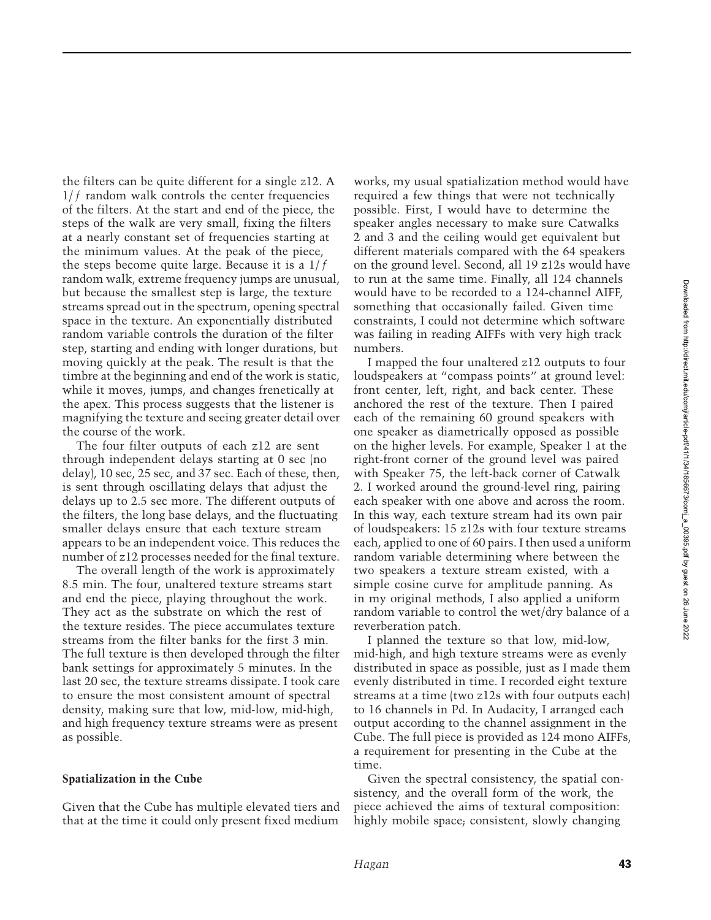the filters can be quite different for a single z12. A $1/f$ random walk controls the center frequencies of the filters. At the start and end of the piece, the steps of the walk are very small, fixing the filters at a nearly constant set of frequencies starting at the minimum values. At the peak of the piece, the steps become quite large. Because it is a $1/f$ random walk, extreme frequency jumps are unusual, but because the smallest step is large, the texture streams spread out in the spectrum, opening spectral space in the texture. An exponentially distributed random variable controls the duration of the filter step, starting and ending with longer durations, but moving quickly at the peak. The result is that the timbre at the beginning and end of the work is static, while it moves, jumps, and changes frenetically at the apex. This process suggests that the listener is magnifying the texture and seeing greater detail over the course of the work.

The four filter outputs of each z12 are sent through independent delays starting at 0 sec (no delay), 10 sec, 25 sec, and 37 sec. Each of these, then, is sent through oscillating delays that adjust the delays up to 2.5 sec more. The different outputs of the filters, the long base delays, and the fluctuating smaller delays ensure that each texture stream appears to be an independent voice. This reduces the number of z12 processes needed for the final texture.

The overall length of the work is approximately 8.5 min. The four, unaltered texture streams start and end the piece, playing throughout the work. They act as the substrate on which the rest of the texture resides. The piece accumulates texture streams from the filter banks for the first 3 min. The full texture is then developed through the filter bank settings for approximately 5 minutes. In the last 20 sec, the texture streams dissipate. I took care to ensure the most consistent amount of spectral density, making sure that low, mid-low, mid-high, and high frequency texture streams were as present as possible.

## Spatialization in the Cube

Given that the Cube has multiple elevated tiers and that at the time it could only present fixed medium works, my usual spatialization method would have required a few things that were not technically possible. First, I would have to determine the speaker angles necessary to make sure Catwalks 2 and 3 and the ceiling would get equivalent but different materials compared with the 64 speakers on the ground level. Second, all 19 z12s would have to run at the same time. Finally, all 124 channels would have to be recorded to a 124-channel AIFF, something that occasionally failed. Given time constraints, I could not determine which software was failing in reading AIFFs with very high track numbers.

I mapped the four unaltered z12 outputs to four loudspeakers at "compass points" at ground level: front center, left, right, and back center. These anchored the rest of the texture. Then I paired each of the remaining 60 ground speakers with one speaker as diametrically opposed as possible on the higher levels. For example, Speaker 1 at the right-front corner of the ground level was paired with Speaker 75, the left-back corner of Catwalk 2. I worked around the ground-level ring, pairing each speaker with one above and across the room. In this way, each texture stream had its own pair of loudspeakers: 15 z12s with four texture streams each, applied to one of 60 pairs. I then used a uniform random variable determining where between the two speakers a texture stream existed, with a simple cosine curve for amplitude panning. As in my original methods, I also applied a uniform random variable to control the wet/dry balance of a reverberation patch.

I planned the texture so that low, mid-low, mid-high, and high texture streams were as evenly distributed in space as possible, just as I made them evenly distributed in time. I recorded eight texture streams at a time (two z12s with four outputs each) to 16 channels in Pd. In Audacity, I arranged each output according to the channel assignment in the Cube. The full piece is provided as 124 mono AIFFs, a requirement for presenting in the Cube at the time.

Given the spectral consistency, the spatial consistency, and the overall form of the work, the piece achieved the aims of textural composition: highly mobile space; consistent, slowly changing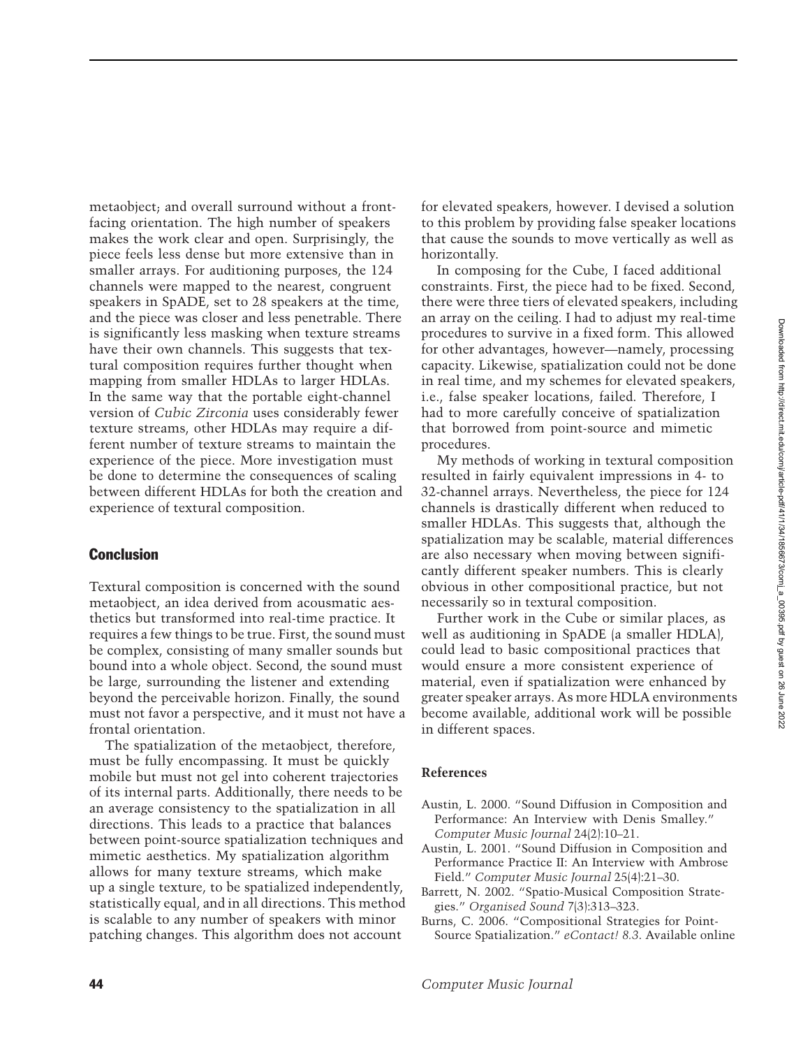metaobject; and overall surround without a front-facing orientation. The high number of speakers makes the work clear and open. Surprisingly, the piece feels less dense but more extensive than in smaller arrays. For auditioning purposes, the 124 channels were mapped to the nearest, congruent speakers in SpADE, set to 28 speakers at the time, and the piece was closer and less penetrable. There is significantly less masking when texture streams have their own channels. This suggests that textural composition requires further thought when mapping from smaller HDLAs to larger HDLAs. In the same way that the portable eight-channel version of *Cubic Zirconia* uses considerably fewer texture streams, other HDLAs may require a different number of texture streams to maintain the experience of the piece. More investigation must be done to determine the consequences of scaling between different HDLAs for both the creation and experience of textural composition.

## Conclusion

Textural composition is concerned with the sound metaobject, an idea derived from acousmatic aesthetics but transformed into real-time practice. It requires a few things to be true. First, the sound must be complex, consisting of many smaller sounds but bound into a whole object. Second, the sound must be large, surrounding the listener and extending beyond the perceivable horizon. Finally, the sound must not favor a perspective, and it must not have a frontal orientation.

The spatialization of the metaobject, therefore, must be fully encompassing. It must be quickly mobile but must not gel into coherent trajectories of its internal parts. Additionally, there needs to be an average consistency to the spatialization in all directions. This leads to a practice that balances between point-source spatialization techniques and mimetic aesthetics. My spatialization algorithm allows for many texture streams, which make up a single texture, to be spatialized independently, statistically equal, and in all directions. This method is scalable to any number of speakers with minor patching changes. This algorithm does not account for elevated speakers, however. I devised a solution to this problem by providing false speaker locations that cause the sounds to move vertically as well as horizontally.

In composing for the Cube, I faced additional constraints. First, the piece had to be fixed. Second, there were three tiers of elevated speakers, including an array on the ceiling. I had to adjust my real-time procedures to survive in a fixed form. This allowed for other advantages, however—namely, processing capacity. Likewise, spatialization could not be done in real time, and my schemes for elevated speakers, i.e., false speaker locations, failed. Therefore, I had to more carefully conceive of spatialization that borrowed from point-source and mimetic procedures.

My methods of working in textural composition resulted in fairly equivalent impressions in 4- to 32-channel arrays. Nevertheless, the piece for 124 channels is drastically different when reduced to smaller HDLAs. This suggests that, although the spatialization may be scalable, material differences are also necessary when moving between significantly different speaker numbers. This is clearly obvious in other compositional practice, but not necessarily so in textural composition.

Further work in the Cube or similar places, as well as auditioning in SpADE (a smaller HDLA), could lead to basic compositional practices that would ensure a more consistent experience of material, even if spatialization were enhanced by greater speaker arrays. As more HDLA environments become available, additional work will be possible in different spaces.

### References

Austin, L. 2000. "Sound Diffusion in Composition and Performance: An Interview with Denis Smalley." *Computer Music Journal* 24(2):10–21.

Austin, L. 2001. "Sound Diffusion in Composition and Performance Practice II: An Interview with Ambrose Field." *Computer Music Journal* 25(4):21–30.

Barrett, N. 2002. "Spatio-Musical Composition Strategies." *Organised Sound* 7(3):313–323.

Burns, C. 2006. "Compositional Strategies for Point-Source Spatialization." *eContact! 8.3*. Available online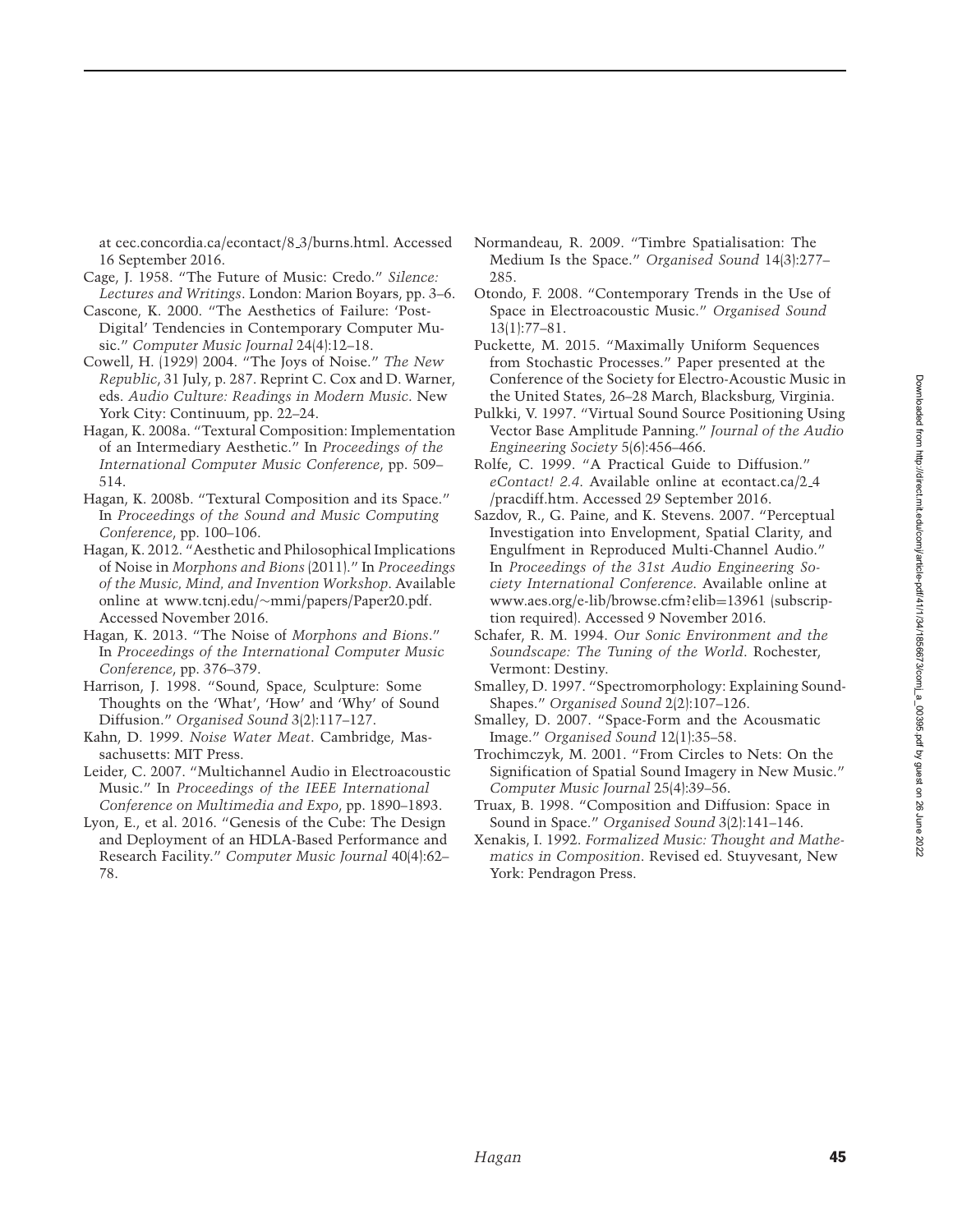at cec.concordia.ca/econtact/8_3/burns.html. Accessed 16 September 2016.

Cage, J. 1958. "The Future of Music: Credo." *Silence: Lectures and Writings*. London: Marion Boyars, pp. 3–6.

Cascone, K. 2000. "The Aesthetics of Failure: 'Post-Digital' Tendencies in Contemporary Computer Music." *Computer Music Journal* 24(4):12–18.

Cowell, H. (1929) 2004. "The Joys of Noise." *The New Republic*, 31 July, p. 287. Reprint C. Cox and D. Warner, eds. *Audio Culture: Readings in Modern Music*. New York City: Continuum, pp. 22–24.

Hagan, K. 2008a. "Textural Composition: Implementation of an Intermediary Aesthetic." In *Proceedings of the International Computer Music Conference*, pp. 509–514.

Hagan, K. 2008b. "Textural Composition and its Space." In *Proceedings of the Sound and Music Computing Conference*, pp. 100–106.

Hagan, K. 2012. "Aesthetic and Philosophical Implications of Noise in *Morphons and Bions* (2011)." In *Proceedings of the Music, Mind, and Invention Workshop*. Available online at www.tcnj.edu/~mmi/papers/Paper20.pdf. Accessed November 2016.

Hagan, K. 2013. "The Noise of *Morphons and Bions*." In *Proceedings of the International Computer Music Conference*, pp. 376–379.

Harrison, J. 1998. "Sound, Space, Sculpture: Some Thoughts on the 'What', 'How' and 'Why' of Sound Diffusion." *Organised Sound* 3(2):117–127.

Kahn, D. 1999. *Noise Water Meat*. Cambridge, Massachusetts: MIT Press.

Leider, C. 2007. "Multichannel Audio in Electroacoustic Music." In *Proceedings of the IEEE International Conference on Multimedia and Expo*, pp. 1890–1893.

Lyon, E., et al. 2016. "Genesis of the Cube: The Design and Deployment of an HDLA-Based Performance and Research Facility." *Computer Music Journal* 40(4):62–78.

Normandeau, R. 2009. "Timbre Spatialisation: The Medium Is the Space." *Organised Sound* 14(3):277–285.

Otondo, F. 2008. "Contemporary Trends in the Use of Space in Electroacoustic Music." *Organised Sound* 13(1):77–81.

Puckette, M. 2015. "Maximally Uniform Sequences from Stochastic Processes." Paper presented at the Conference of the Society for Electro-Acoustic Music in the United States, 26–28 March, Blacksburg, Virginia.

Pulkki, V. 1997. "Virtual Sound Source Positioning Using Vector Base Amplitude Panning." *Journal of the Audio Engineering Society* 5(6):456–466.

Rolfe, C. 1999. "A Practical Guide to Diffusion." *eContact! 2.4*. Available online at econtact.ca/2_4/pracdiff.htm. Accessed 29 September 2016.

Sazdov, R., G. Paine, and K. Stevens. 2007. "Perceptual Investigation into Envelopment, Spatial Clarity, and Engulfment in Reproduced Multi-Channel Audio." In *Proceedings of the 31st Audio Engineering Society International Conference*. Available online at www.aes.org/e-lib/browse.cfm?elib=13961 (subscription required). Accessed 9 November 2016.

Schafer, R. M. 1994. *Our Sonic Environment and the Soundscape: The Tuning of the World*. Rochester, Vermont: Destiny.

Smalley, D. 1997. "Spectromorphology: Explaining Sound-Shapes." *Organised Sound* 2(2):107–126.

Smalley, D. 2007. "Space-Form and the Acousmatic Image." *Organised Sound* 12(1):35–58.

Trochimczyk, M. 2001. "From Circles to Nets: On the Signification of Spatial Sound Imagery in New Music." *Computer Music Journal* 25(4):39–56.

Truax, B. 1998. "Composition and Diffusion: Space in Sound in Space." *Organised Sound* 3(2):141–146.

Xenakis, I. 1992. *Formalized Music: Thought and Mathematics in Composition*. Revised ed. Stuyvesant, New York: Pendragon Press.